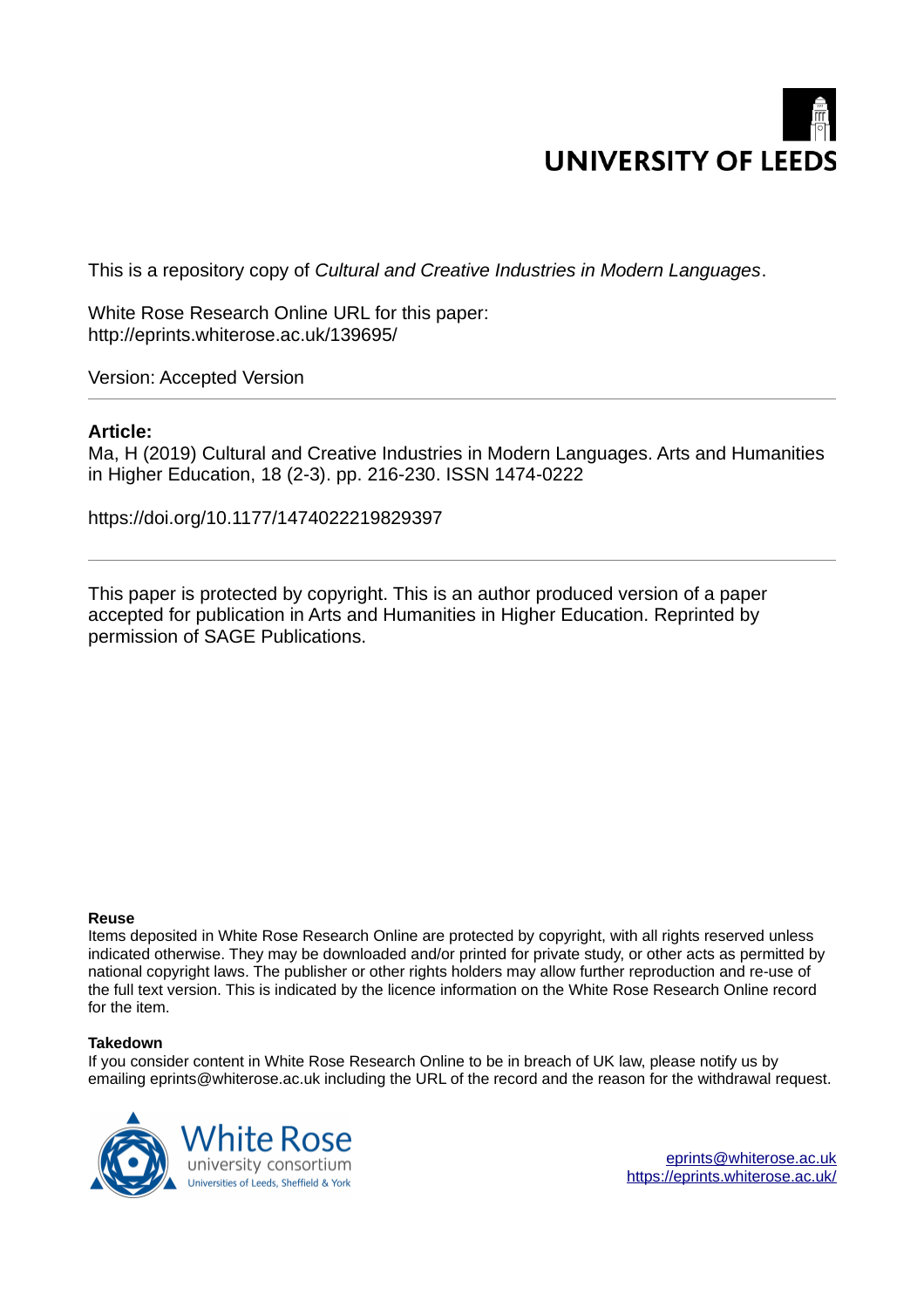UNIVERSITY OF LEEDS

This is a repository copy of *Cultural and Creative Industries in Modern Languages*.

White Rose Research Online URL for this paper:
http://eprints.whiterose.ac.uk/139695/

Version: Accepted Version

---

**Article:**

Ma, H (2019) Cultural and Creative Industries in Modern Languages. Arts and Humanities in Higher Education, 18 (2-3). pp. 216-230. ISSN 1474-0222

https://doi.org/10.1177/1474022219829397

---

This paper is protected by copyright. This is an author produced version of a paper accepted for publication in Arts and Humanities in Higher Education. Reprinted by permission of SAGE Publications.

**Reuse**

Items deposited in White Rose Research Online are protected by copyright, with all rights reserved unless indicated otherwise. They may be downloaded and/or printed for private study, or other acts as permitted by national copyright laws. The publisher or other rights holders may allow further reproduction and re-use of the full text version. This is indicated by the licence information on the White Rose Research Online record for the item.

**Takedown**

If you consider content in White Rose Research Online to be in breach of UK law, please notify us by emailing eprints@whiterose.ac.uk including the URL of the record and the reason for the withdrawal request.

White Rose university consortium
Universities of Leeds, Sheffield & York

eprints@whiterose.ac.uk
https://eprints.whiterose.ac.uk/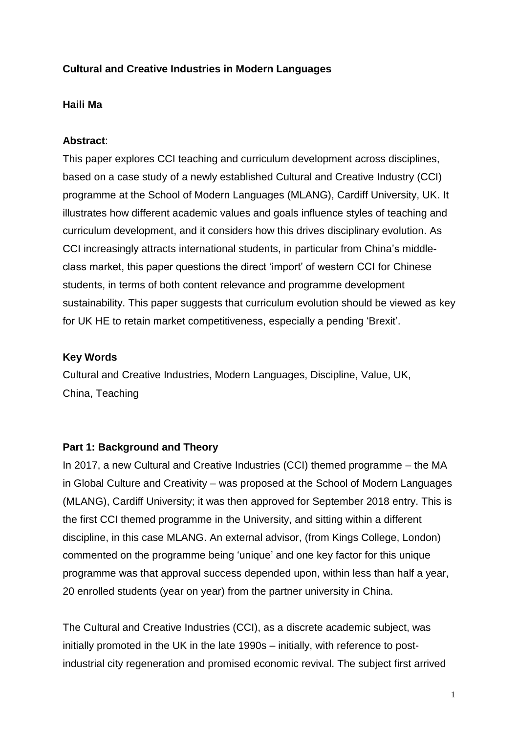**Cultural and Creative Industries in Modern Languages**

**Haili Ma**

**Abstract**:

This paper explores CCI teaching and curriculum development across disciplines, based on a case study of a newly established Cultural and Creative Industry (CCI) programme at the School of Modern Languages (MLANG), Cardiff University, UK. It illustrates how different academic values and goals influence styles of teaching and curriculum development, and it considers how this drives disciplinary evolution. As CCI increasingly attracts international students, in particular from China's middle-class market, this paper questions the direct 'import' of western CCI for Chinese students, in terms of both content relevance and programme development sustainability. This paper suggests that curriculum evolution should be viewed as key for UK HE to retain market competitiveness, especially a pending 'Brexit'.

**Key Words**

Cultural and Creative Industries, Modern Languages, Discipline, Value, UK, China, Teaching

**Part 1: Background and Theory**

In 2017, a new Cultural and Creative Industries (CCI) themed programme – the MA in Global Culture and Creativity – was proposed at the School of Modern Languages (MLANG), Cardiff University; it was then approved for September 2018 entry. This is the first CCI themed programme in the University, and sitting within a different discipline, in this case MLANG. An external advisor, (from Kings College, London) commented on the programme being 'unique' and one key factor for this unique programme was that approval success depended upon, within less than half a year, 20 enrolled students (year on year) from the partner university in China.

The Cultural and Creative Industries (CCI), as a discrete academic subject, was initially promoted in the UK in the late 1990s – initially, with reference to post-industrial city regeneration and promised economic revival. The subject first arrived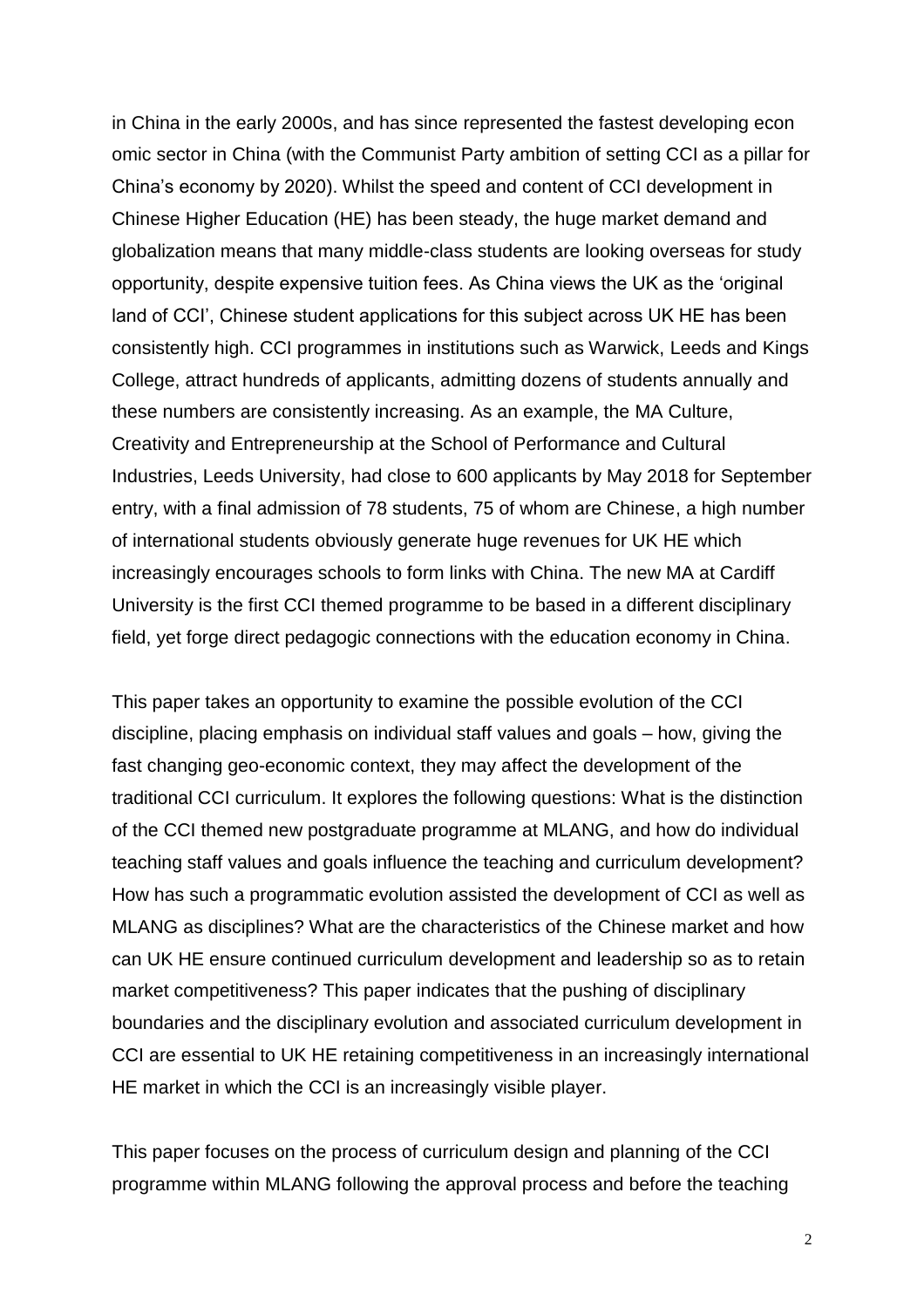in China in the early 2000s, and has since represented the fastest developing econ omic sector in China (with the Communist Party ambition of setting CCI as a pillar for China's economy by 2020). Whilst the speed and content of CCI development in Chinese Higher Education (HE) has been steady, the huge market demand and globalization means that many middle-class students are looking overseas for study opportunity, despite expensive tuition fees. As China views the UK as the 'original land of CCI', Chinese student applications for this subject across UK HE has been consistently high. CCI programmes in institutions such as Warwick, Leeds and Kings College, attract hundreds of applicants, admitting dozens of students annually and these numbers are consistently increasing. As an example, the MA Culture, Creativity and Entrepreneurship at the School of Performance and Cultural Industries, Leeds University, had close to 600 applicants by May 2018 for September entry, with a final admission of 78 students, 75 of whom are Chinese, a high number of international students obviously generate huge revenues for UK HE which increasingly encourages schools to form links with China. The new MA at Cardiff University is the first CCI themed programme to be based in a different disciplinary field, yet forge direct pedagogic connections with the education economy in China.

This paper takes an opportunity to examine the possible evolution of the CCI discipline, placing emphasis on individual staff values and goals – how, giving the fast changing geo-economic context, they may affect the development of the traditional CCI curriculum. It explores the following questions: What is the distinction of the CCI themed new postgraduate programme at MLANG, and how do individual teaching staff values and goals influence the teaching and curriculum development? How has such a programmatic evolution assisted the development of CCI as well as MLANG as disciplines? What are the characteristics of the Chinese market and how can UK HE ensure continued curriculum development and leadership so as to retain market competitiveness? This paper indicates that the pushing of disciplinary boundaries and the disciplinary evolution and associated curriculum development in CCI are essential to UK HE retaining competitiveness in an increasingly international HE market in which the CCI is an increasingly visible player.

This paper focuses on the process of curriculum design and planning of the CCI programme within MLANG following the approval process and before the teaching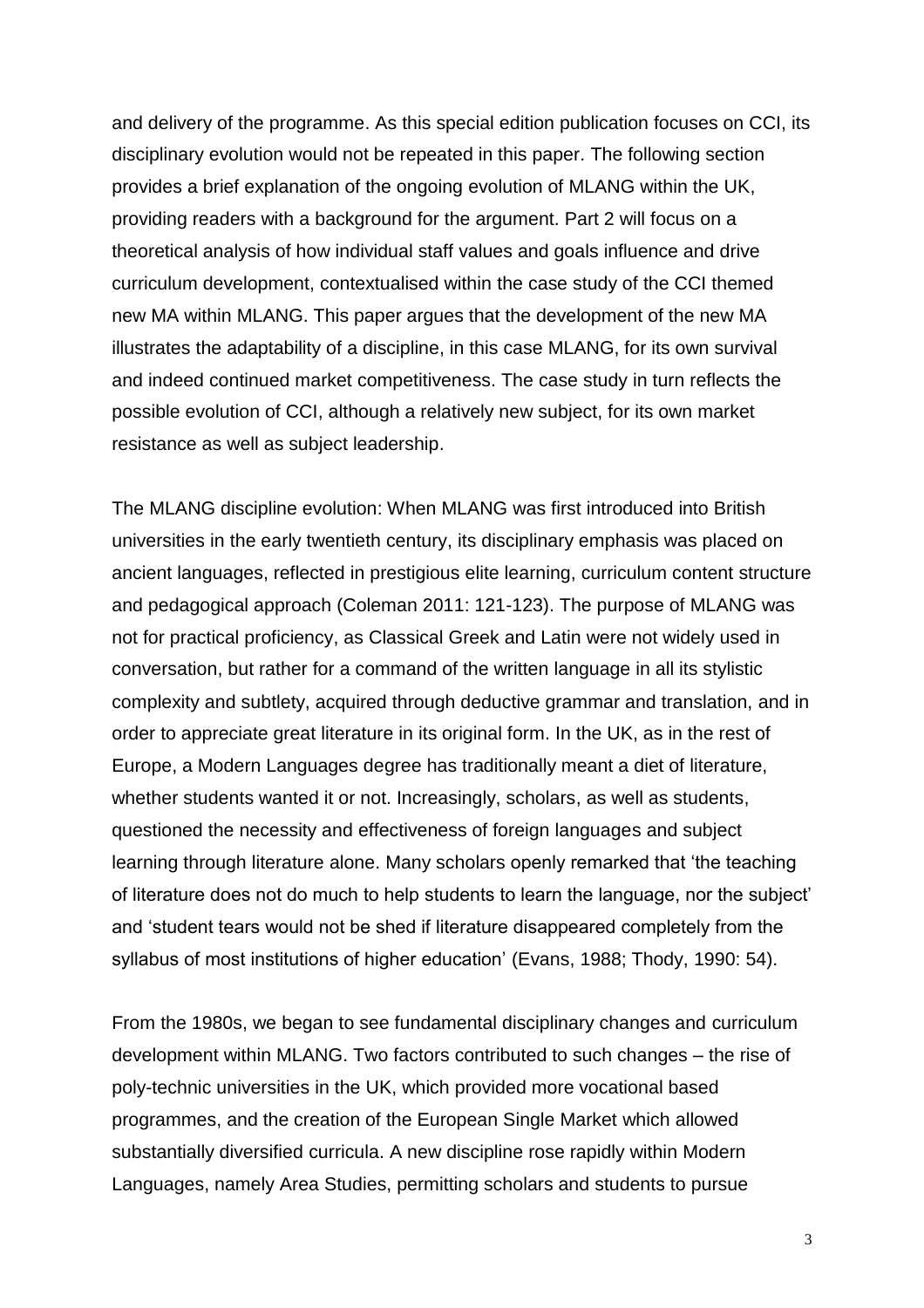and delivery of the programme. As this special edition publication focuses on CCI, its disciplinary evolution would not be repeated in this paper. The following section provides a brief explanation of the ongoing evolution of MLANG within the UK, providing readers with a background for the argument. Part 2 will focus on a theoretical analysis of how individual staff values and goals influence and drive curriculum development, contextualised within the case study of the CCI themed new MA within MLANG. This paper argues that the development of the new MA illustrates the adaptability of a discipline, in this case MLANG, for its own survival and indeed continued market competitiveness. The case study in turn reflects the possible evolution of CCI, although a relatively new subject, for its own market resistance as well as subject leadership.

The MLANG discipline evolution: When MLANG was first introduced into British universities in the early twentieth century, its disciplinary emphasis was placed on ancient languages, reflected in prestigious elite learning, curriculum content structure and pedagogical approach (Coleman 2011: 121-123). The purpose of MLANG was not for practical proficiency, as Classical Greek and Latin were not widely used in conversation, but rather for a command of the written language in all its stylistic complexity and subtlety, acquired through deductive grammar and translation, and in order to appreciate great literature in its original form. In the UK, as in the rest of Europe, a Modern Languages degree has traditionally meant a diet of literature, whether students wanted it or not. Increasingly, scholars, as well as students, questioned the necessity and effectiveness of foreign languages and subject learning through literature alone. Many scholars openly remarked that 'the teaching of literature does not do much to help students to learn the language, nor the subject' and 'student tears would not be shed if literature disappeared completely from the syllabus of most institutions of higher education' (Evans, 1988; Thody, 1990: 54).

From the 1980s, we began to see fundamental disciplinary changes and curriculum development within MLANG. Two factors contributed to such changes – the rise of poly-technic universities in the UK, which provided more vocational based programmes, and the creation of the European Single Market which allowed substantially diversified curricula. A new discipline rose rapidly within Modern Languages, namely Area Studies, permitting scholars and students to pursue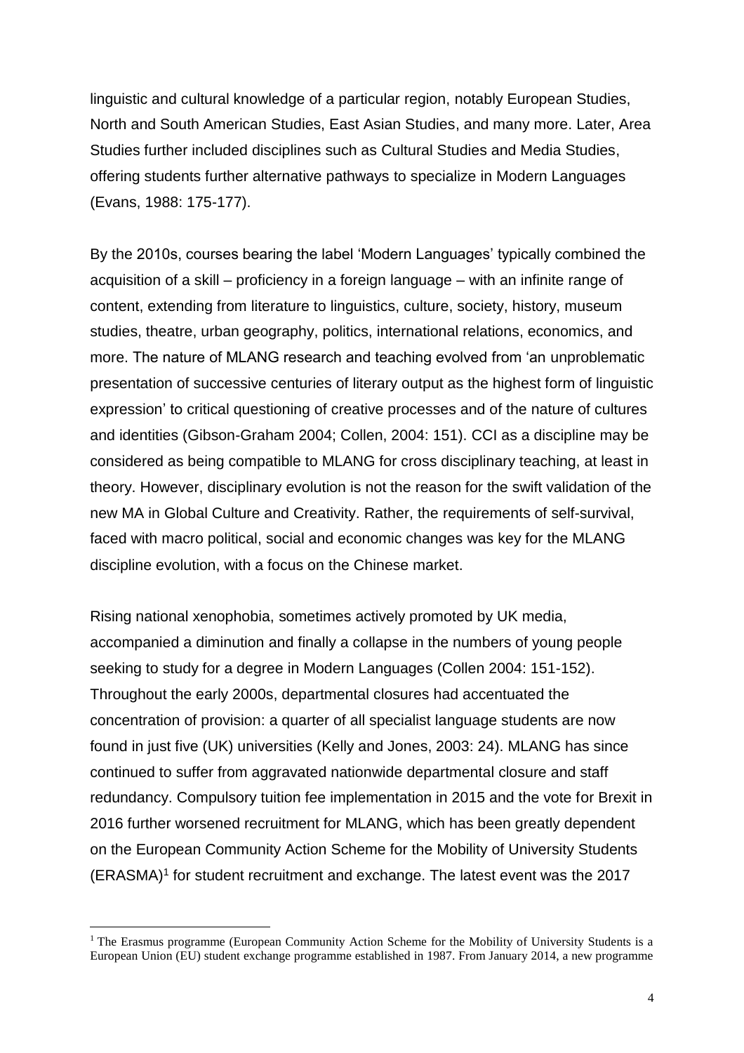linguistic and cultural knowledge of a particular region, notably European Studies, North and South American Studies, East Asian Studies, and many more. Later, Area Studies further included disciplines such as Cultural Studies and Media Studies, offering students further alternative pathways to specialize in Modern Languages (Evans, 1988: 175-177).

By the 2010s, courses bearing the label 'Modern Languages' typically combined the acquisition of a skill – proficiency in a foreign language – with an infinite range of content, extending from literature to linguistics, culture, society, history, museum studies, theatre, urban geography, politics, international relations, economics, and more. The nature of MLANG research and teaching evolved from 'an unproblematic presentation of successive centuries of literary output as the highest form of linguistic expression' to critical questioning of creative processes and of the nature of cultures and identities (Gibson-Graham 2004; Collen, 2004: 151). CCI as a discipline may be considered as being compatible to MLANG for cross disciplinary teaching, at least in theory. However, disciplinary evolution is not the reason for the swift validation of the new MA in Global Culture and Creativity. Rather, the requirements of self-survival, faced with macro political, social and economic changes was key for the MLANG discipline evolution, with a focus on the Chinese market.

Rising national xenophobia, sometimes actively promoted by UK media, accompanied a diminution and finally a collapse in the numbers of young people seeking to study for a degree in Modern Languages (Collen 2004: 151-152). Throughout the early 2000s, departmental closures had accentuated the concentration of provision: a quarter of all specialist language students are now found in just five (UK) universities (Kelly and Jones, 2003: 24). MLANG has since continued to suffer from aggravated nationwide departmental closure and staff redundancy. Compulsory tuition fee implementation in 2015 and the vote for Brexit in 2016 further worsened recruitment for MLANG, which has been greatly dependent on the European Community Action Scheme for the Mobility of University Students (ERASMA)[1] for student recruitment and exchange. The latest event was the 2017

[1] The Erasmus programme (European Community Action Scheme for the Mobility of University Students is a European Union (EU) student exchange programme established in 1987. From January 2014, a new programme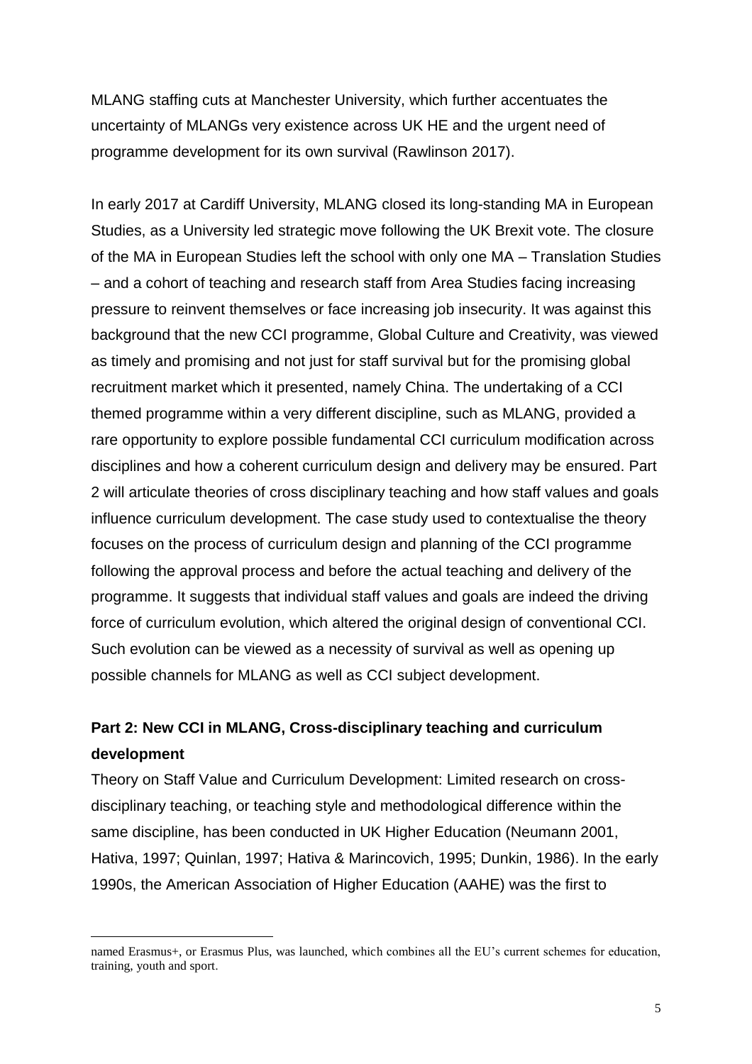MLANG staffing cuts at Manchester University, which further accentuates the uncertainty of MLANGs very existence across UK HE and the urgent need of programme development for its own survival (Rawlinson 2017).

In early 2017 at Cardiff University, MLANG closed its long-standing MA in European Studies, as a University led strategic move following the UK Brexit vote. The closure of the MA in European Studies left the school with only one MA – Translation Studies – and a cohort of teaching and research staff from Area Studies facing increasing pressure to reinvent themselves or face increasing job insecurity. It was against this background that the new CCI programme, Global Culture and Creativity, was viewed as timely and promising and not just for staff survival but for the promising global recruitment market which it presented, namely China. The undertaking of a CCI themed programme within a very different discipline, such as MLANG, provided a rare opportunity to explore possible fundamental CCI curriculum modification across disciplines and how a coherent curriculum design and delivery may be ensured. Part 2 will articulate theories of cross disciplinary teaching and how staff values and goals influence curriculum development. The case study used to contextualise the theory focuses on the process of curriculum design and planning of the CCI programme following the approval process and before the actual teaching and delivery of the programme. It suggests that individual staff values and goals are indeed the driving force of curriculum evolution, which altered the original design of conventional CCI. Such evolution can be viewed as a necessity of survival as well as opening up possible channels for MLANG as well as CCI subject development.

## Part 2: New CCI in MLANG, Cross-disciplinary teaching and curriculum development

Theory on Staff Value and Curriculum Development: Limited research on cross-disciplinary teaching, or teaching style and methodological difference within the same discipline, has been conducted in UK Higher Education (Neumann 2001, Hativa, 1997; Quinlan, 1997; Hativa & Marincovich, 1995; Dunkin, 1986). In the early 1990s, the American Association of Higher Education (AAHE) was the first to

---

named Erasmus+, or Erasmus Plus, was launched, which combines all the EU's current schemes for education, training, youth and sport.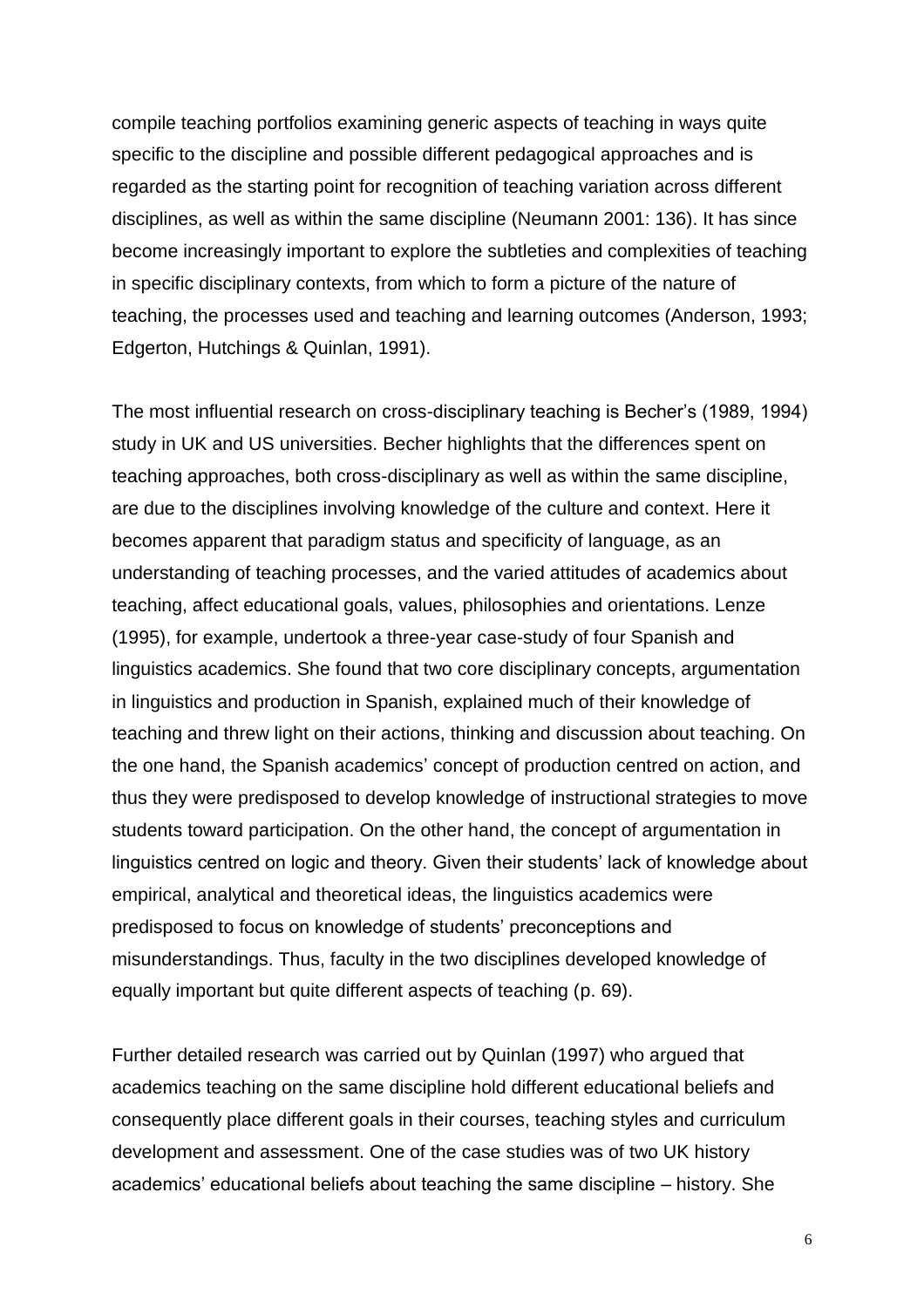compile teaching portfolios examining generic aspects of teaching in ways quite specific to the discipline and possible different pedagogical approaches and is regarded as the starting point for recognition of teaching variation across different disciplines, as well as within the same discipline (Neumann 2001: 136). It has since become increasingly important to explore the subtleties and complexities of teaching in specific disciplinary contexts, from which to form a picture of the nature of teaching, the processes used and teaching and learning outcomes (Anderson, 1993; Edgerton, Hutchings & Quinlan, 1991).

The most influential research on cross-disciplinary teaching is Becher's (1989, 1994) study in UK and US universities. Becher highlights that the differences spent on teaching approaches, both cross-disciplinary as well as within the same discipline, are due to the disciplines involving knowledge of the culture and context. Here it becomes apparent that paradigm status and specificity of language, as an understanding of teaching processes, and the varied attitudes of academics about teaching, affect educational goals, values, philosophies and orientations. Lenze (1995), for example, undertook a three-year case-study of four Spanish and linguistics academics. She found that two core disciplinary concepts, argumentation in linguistics and production in Spanish, explained much of their knowledge of teaching and threw light on their actions, thinking and discussion about teaching. On the one hand, the Spanish academics' concept of production centred on action, and thus they were predisposed to develop knowledge of instructional strategies to move students toward participation. On the other hand, the concept of argumentation in linguistics centred on logic and theory. Given their students' lack of knowledge about empirical, analytical and theoretical ideas, the linguistics academics were predisposed to focus on knowledge of students' preconceptions and misunderstandings. Thus, faculty in the two disciplines developed knowledge of equally important but quite different aspects of teaching (p. 69).

Further detailed research was carried out by Quinlan (1997) who argued that academics teaching on the same discipline hold different educational beliefs and consequently place different goals in their courses, teaching styles and curriculum development and assessment. One of the case studies was of two UK history academics' educational beliefs about teaching the same discipline – history. She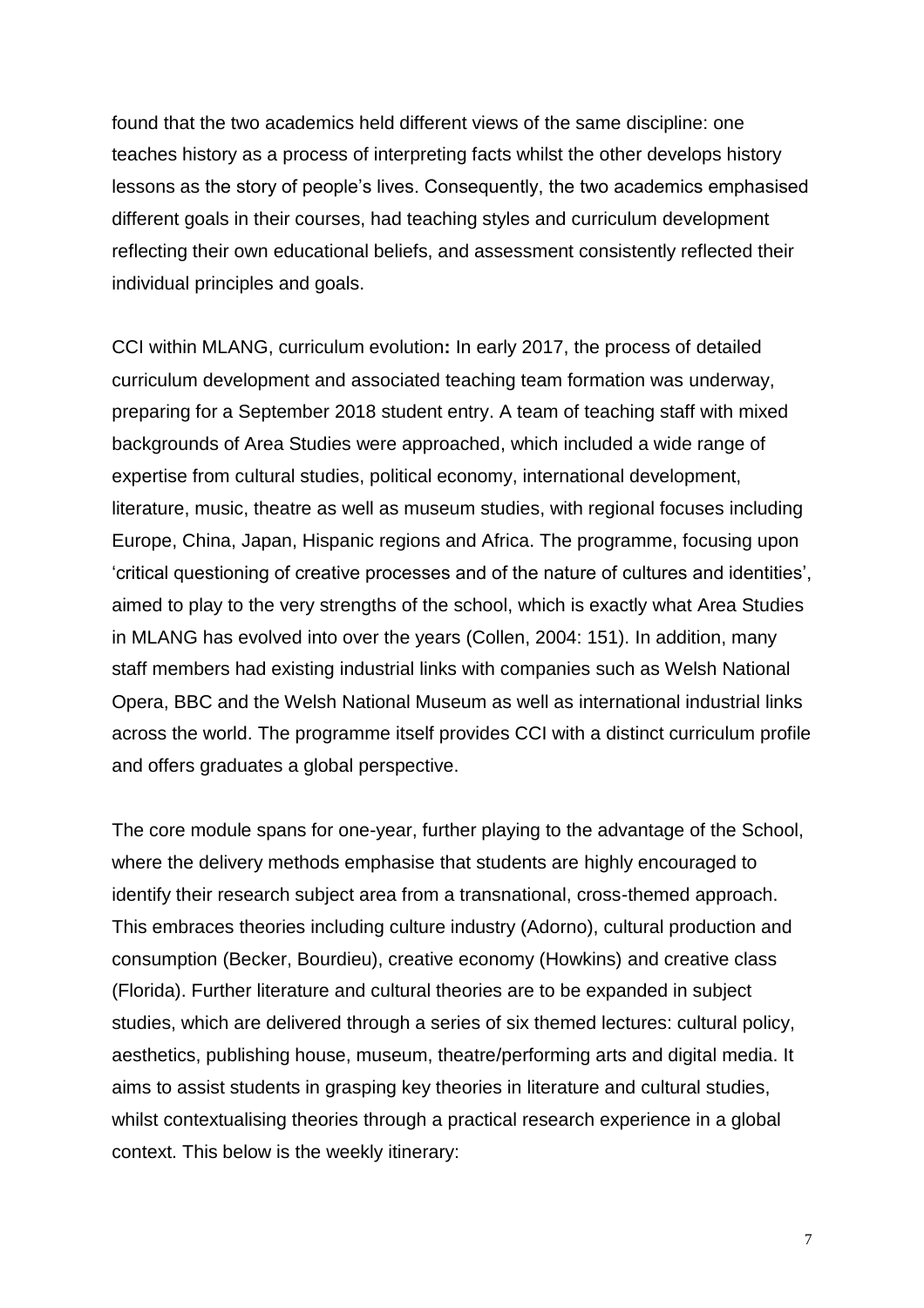found that the two academics held different views of the same discipline: one teaches history as a process of interpreting facts whilst the other develops history lessons as the story of people's lives. Consequently, the two academics emphasised different goals in their courses, had teaching styles and curriculum development reflecting their own educational beliefs, and assessment consistently reflected their individual principles and goals.

CCI within MLANG, curriculum evolution**:** In early 2017, the process of detailed curriculum development and associated teaching team formation was underway, preparing for a September 2018 student entry. A team of teaching staff with mixed backgrounds of Area Studies were approached, which included a wide range of expertise from cultural studies, political economy, international development, literature, music, theatre as well as museum studies, with regional focuses including Europe, China, Japan, Hispanic regions and Africa. The programme, focusing upon 'critical questioning of creative processes and of the nature of cultures and identities', aimed to play to the very strengths of the school, which is exactly what Area Studies in MLANG has evolved into over the years (Collen, 2004: 151). In addition, many staff members had existing industrial links with companies such as Welsh National Opera, BBC and the Welsh National Museum as well as international industrial links across the world. The programme itself provides CCI with a distinct curriculum profile and offers graduates a global perspective.

The core module spans for one-year, further playing to the advantage of the School, where the delivery methods emphasise that students are highly encouraged to identify their research subject area from a transnational, cross-themed approach. This embraces theories including culture industry (Adorno), cultural production and consumption (Becker, Bourdieu), creative economy (Howkins) and creative class (Florida). Further literature and cultural theories are to be expanded in subject studies, which are delivered through a series of six themed lectures: cultural policy, aesthetics, publishing house, museum, theatre/performing arts and digital media. It aims to assist students in grasping key theories in literature and cultural studies, whilst contextualising theories through a practical research experience in a global context. This below is the weekly itinerary: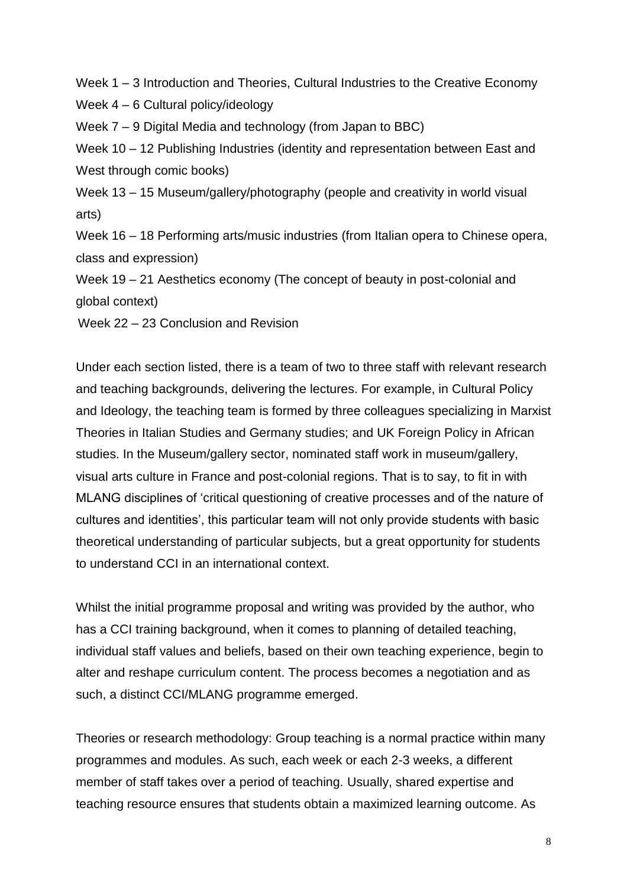Week 1 – 3 Introduction and Theories, Cultural Industries to the Creative Economy

Week 4 – 6 Cultural policy/ideology

Week 7 – 9 Digital Media and technology (from Japan to BBC)

Week 10 – 12 Publishing Industries (identity and representation between East and West through comic books)

Week 13 – 15 Museum/gallery/photography (people and creativity in world visual arts)

Week 16 – 18 Performing arts/music industries (from Italian opera to Chinese opera, class and expression)

Week 19 – 21 Aesthetics economy (The concept of beauty in post-colonial and global context)

Week 22 – 23 Conclusion and Revision

Under each section listed, there is a team of two to three staff with relevant research and teaching backgrounds, delivering the lectures. For example, in Cultural Policy and Ideology, the teaching team is formed by three colleagues specializing in Marxist Theories in Italian Studies and Germany studies; and UK Foreign Policy in African studies. In the Museum/gallery sector, nominated staff work in museum/gallery, visual arts culture in France and post-colonial regions. That is to say, to fit in with MLANG disciplines of 'critical questioning of creative processes and of the nature of cultures and identities', this particular team will not only provide students with basic theoretical understanding of particular subjects, but a great opportunity for students to understand CCI in an international context.

Whilst the initial programme proposal and writing was provided by the author, who has a CCI training background, when it comes to planning of detailed teaching, individual staff values and beliefs, based on their own teaching experience, begin to alter and reshape curriculum content. The process becomes a negotiation and as such, a distinct CCI/MLANG programme emerged.

Theories or research methodology: Group teaching is a normal practice within many programmes and modules. As such, each week or each 2-3 weeks, a different member of staff takes over a period of teaching. Usually, shared expertise and teaching resource ensures that students obtain a maximized learning outcome. As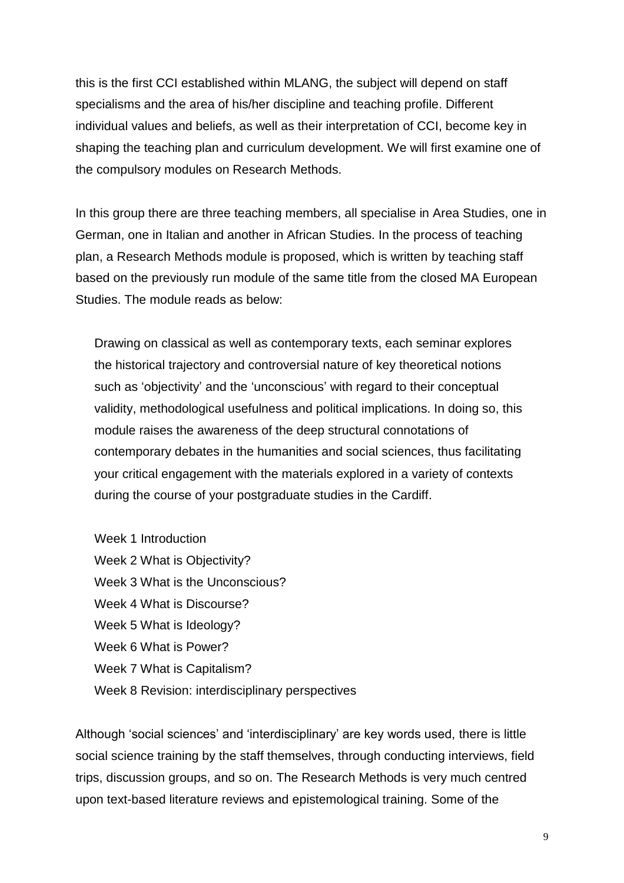this is the first CCI established within MLANG, the subject will depend on staff specialisms and the area of his/her discipline and teaching profile. Different individual values and beliefs, as well as their interpretation of CCI, become key in shaping the teaching plan and curriculum development. We will first examine one of the compulsory modules on Research Methods.

In this group there are three teaching members, all specialise in Area Studies, one in German, one in Italian and another in African Studies. In the process of teaching plan, a Research Methods module is proposed, which is written by teaching staff based on the previously run module of the same title from the closed MA European Studies. The module reads as below:

> Drawing on classical as well as contemporary texts, each seminar explores the historical trajectory and controversial nature of key theoretical notions such as 'objectivity' and the 'unconscious' with regard to their conceptual validity, methodological usefulness and political implications. In doing so, this module raises the awareness of the deep structural connotations of contemporary debates in the humanities and social sciences, thus facilitating your critical engagement with the materials explored in a variety of contexts during the course of your postgraduate studies in the Cardiff.
>
> Week 1 Introduction
> Week 2 What is Objectivity?
> Week 3 What is the Unconscious?
> Week 4 What is Discourse?
> Week 5 What is Ideology?
> Week 6 What is Power?
> Week 7 What is Capitalism?
> Week 8 Revision: interdisciplinary perspectives

Although 'social sciences' and 'interdisciplinary' are key words used, there is little social science training by the staff themselves, through conducting interviews, field trips, discussion groups, and so on. The Research Methods is very much centred upon text-based literature reviews and epistemological training. Some of the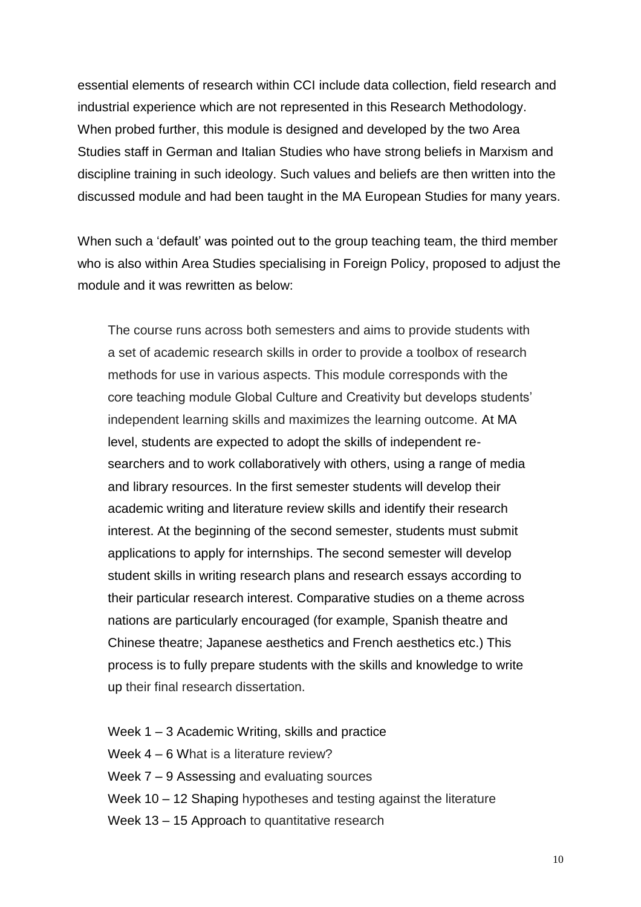essential elements of research within CCI include data collection, field research and industrial experience which are not represented in this Research Methodology. When probed further, this module is designed and developed by the two Area Studies staff in German and Italian Studies who have strong beliefs in Marxism and discipline training in such ideology. Such values and beliefs are then written into the discussed module and had been taught in the MA European Studies for many years.

When such a 'default' was pointed out to the group teaching team, the third member who is also within Area Studies specialising in Foreign Policy, proposed to adjust the module and it was rewritten as below:

> The course runs across both semesters and aims to provide students with a set of academic research skills in order to provide a toolbox of research methods for use in various aspects. This module corresponds with the core teaching module Global Culture and Creativity but develops students' independent learning skills and maximizes the learning outcome. At MA level, students are expected to adopt the skills of independent re-searchers and to work collaboratively with others, using a range of media and library resources. In the first semester students will develop their academic writing and literature review skills and identify their research interest. At the beginning of the second semester, students must submit applications to apply for internships. The second semester will develop student skills in writing research plans and research essays according to their particular research interest. Comparative studies on a theme across nations are particularly encouraged (for example, Spanish theatre and Chinese theatre; Japanese aesthetics and French aesthetics etc.) This process is to fully prepare students with the skills and knowledge to write up their final research dissertation.
>
> Week 1 – 3 Academic Writing, skills and practice
> Week 4 – 6 What is a literature review?
> Week 7 – 9 Assessing and evaluating sources
> Week 10 – 12 Shaping hypotheses and testing against the literature
> Week 13 – 15 Approach to quantitative research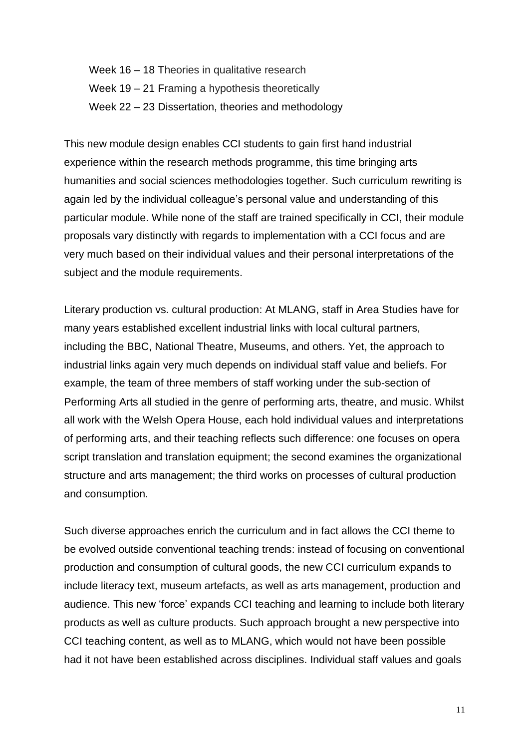Week 16 – 18 Theories in qualitative research

Week 19 – 21 Framing a hypothesis theoretically

Week 22 – 23 Dissertation, theories and methodology

This new module design enables CCI students to gain first hand industrial experience within the research methods programme, this time bringing arts humanities and social sciences methodologies together. Such curriculum rewriting is again led by the individual colleague's personal value and understanding of this particular module. While none of the staff are trained specifically in CCI, their module proposals vary distinctly with regards to implementation with a CCI focus and are very much based on their individual values and their personal interpretations of the subject and the module requirements.

Literary production vs. cultural production: At MLANG, staff in Area Studies have for many years established excellent industrial links with local cultural partners, including the BBC, National Theatre, Museums, and others. Yet, the approach to industrial links again very much depends on individual staff value and beliefs. For example, the team of three members of staff working under the sub-section of Performing Arts all studied in the genre of performing arts, theatre, and music. Whilst all work with the Welsh Opera House, each hold individual values and interpretations of performing arts, and their teaching reflects such difference: one focuses on opera script translation and translation equipment; the second examines the organizational structure and arts management; the third works on processes of cultural production and consumption.

Such diverse approaches enrich the curriculum and in fact allows the CCI theme to be evolved outside conventional teaching trends: instead of focusing on conventional production and consumption of cultural goods, the new CCI curriculum expands to include literacy text, museum artefacts, as well as arts management, production and audience. This new 'force' expands CCI teaching and learning to include both literary products as well as culture products. Such approach brought a new perspective into CCI teaching content, as well as to MLANG, which would not have been possible had it not have been established across disciplines. Individual staff values and goals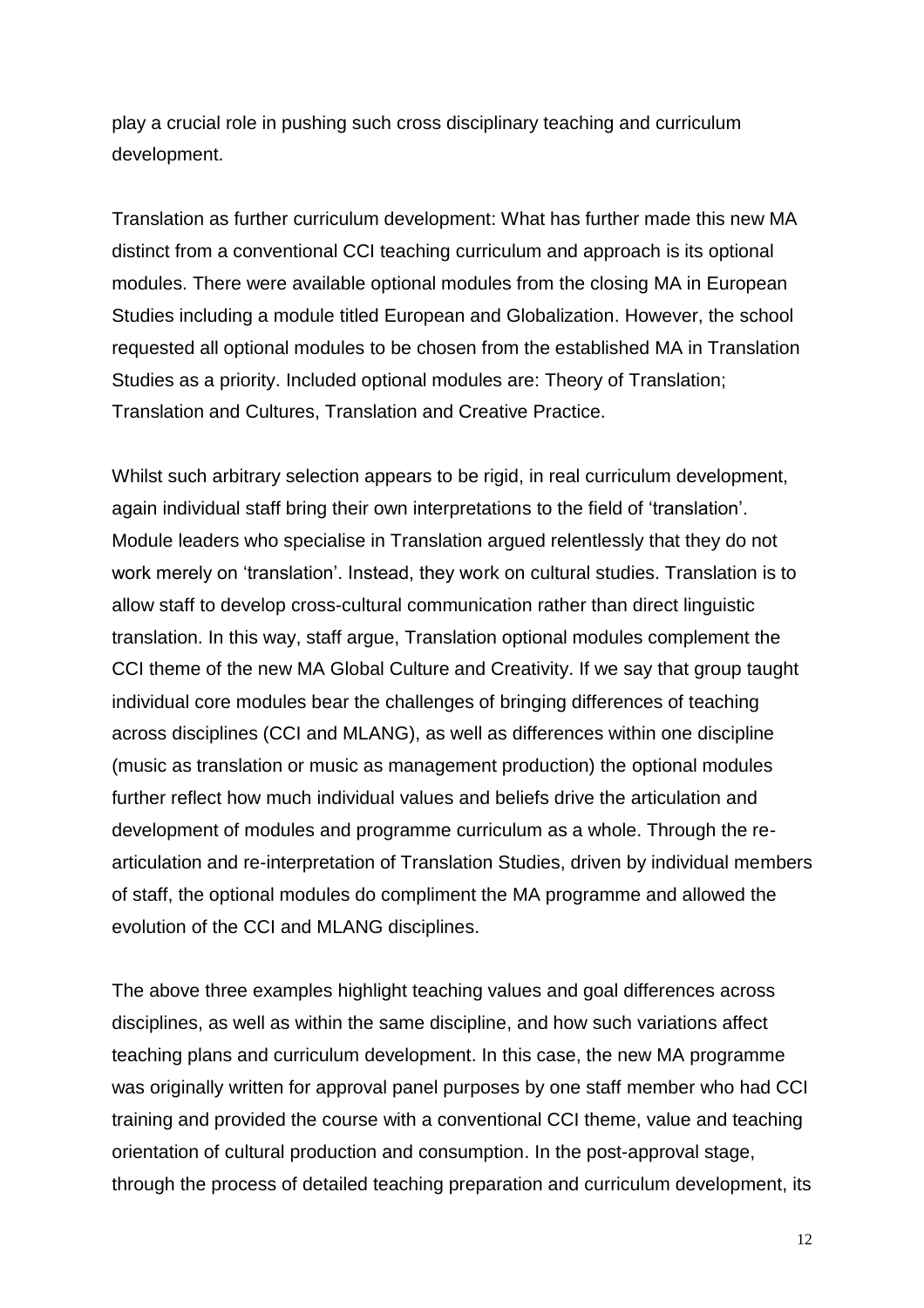play a crucial role in pushing such cross disciplinary teaching and curriculum development.

Translation as further curriculum development: What has further made this new MA distinct from a conventional CCI teaching curriculum and approach is its optional modules. There were available optional modules from the closing MA in European Studies including a module titled European and Globalization. However, the school requested all optional modules to be chosen from the established MA in Translation Studies as a priority. Included optional modules are: Theory of Translation; Translation and Cultures, Translation and Creative Practice.

Whilst such arbitrary selection appears to be rigid, in real curriculum development, again individual staff bring their own interpretations to the field of 'translation'. Module leaders who specialise in Translation argued relentlessly that they do not work merely on 'translation'. Instead, they work on cultural studies. Translation is to allow staff to develop cross-cultural communication rather than direct linguistic translation. In this way, staff argue, Translation optional modules complement the CCI theme of the new MA Global Culture and Creativity. If we say that group taught individual core modules bear the challenges of bringing differences of teaching across disciplines (CCI and MLANG), as well as differences within one discipline (music as translation or music as management production) the optional modules further reflect how much individual values and beliefs drive the articulation and development of modules and programme curriculum as a whole. Through the re-articulation and re-interpretation of Translation Studies, driven by individual members of staff, the optional modules do compliment the MA programme and allowed the evolution of the CCI and MLANG disciplines.

The above three examples highlight teaching values and goal differences across disciplines, as well as within the same discipline, and how such variations affect teaching plans and curriculum development. In this case, the new MA programme was originally written for approval panel purposes by one staff member who had CCI training and provided the course with a conventional CCI theme, value and teaching orientation of cultural production and consumption. In the post-approval stage, through the process of detailed teaching preparation and curriculum development, its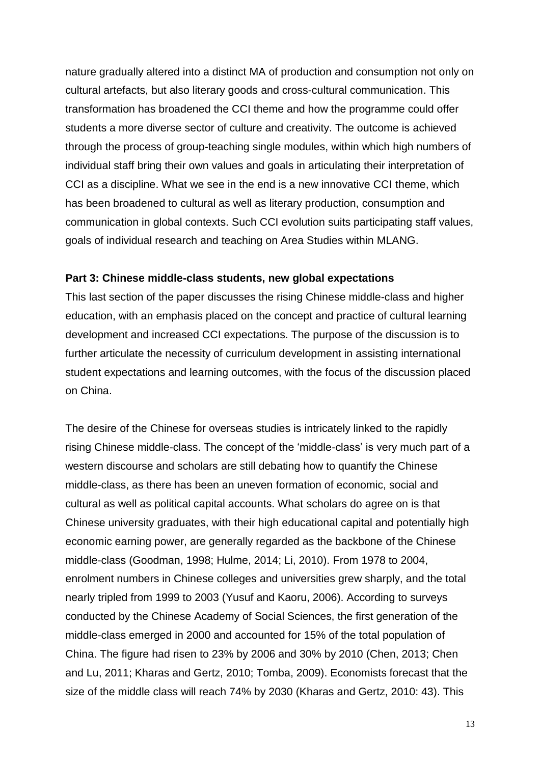nature gradually altered into a distinct MA of production and consumption not only on cultural artefacts, but also literary goods and cross-cultural communication. This transformation has broadened the CCI theme and how the programme could offer students a more diverse sector of culture and creativity. The outcome is achieved through the process of group-teaching single modules, within which high numbers of individual staff bring their own values and goals in articulating their interpretation of CCI as a discipline. What we see in the end is a new innovative CCI theme, which has been broadened to cultural as well as literary production, consumption and communication in global contexts. Such CCI evolution suits participating staff values, goals of individual research and teaching on Area Studies within MLANG.

**Part 3: Chinese middle-class students, new global expectations**

This last section of the paper discusses the rising Chinese middle-class and higher education, with an emphasis placed on the concept and practice of cultural learning development and increased CCI expectations. The purpose of the discussion is to further articulate the necessity of curriculum development in assisting international student expectations and learning outcomes, with the focus of the discussion placed on China.

The desire of the Chinese for overseas studies is intricately linked to the rapidly rising Chinese middle-class. The concept of the 'middle-class' is very much part of a western discourse and scholars are still debating how to quantify the Chinese middle-class, as there has been an uneven formation of economic, social and cultural as well as political capital accounts. What scholars do agree on is that Chinese university graduates, with their high educational capital and potentially high economic earning power, are generally regarded as the backbone of the Chinese middle-class (Goodman, 1998; Hulme, 2014; Li, 2010). From 1978 to 2004, enrolment numbers in Chinese colleges and universities grew sharply, and the total nearly tripled from 1999 to 2003 (Yusuf and Kaoru, 2006). According to surveys conducted by the Chinese Academy of Social Sciences, the first generation of the middle-class emerged in 2000 and accounted for 15% of the total population of China. The figure had risen to 23% by 2006 and 30% by 2010 (Chen, 2013; Chen and Lu, 2011; Kharas and Gertz, 2010; Tomba, 2009). Economists forecast that the size of the middle class will reach 74% by 2030 (Kharas and Gertz, 2010: 43). This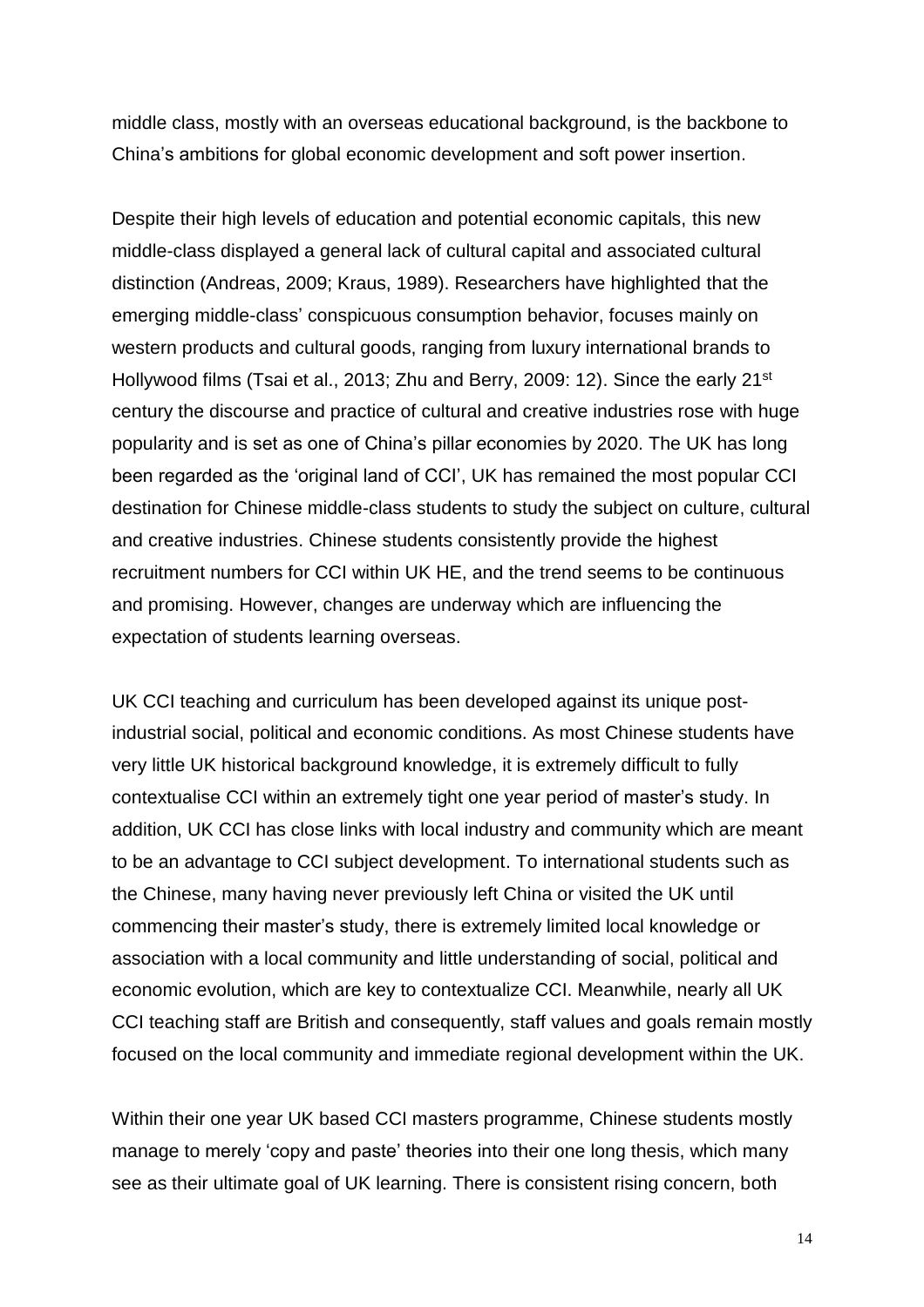middle class, mostly with an overseas educational background, is the backbone to China's ambitions for global economic development and soft power insertion.

Despite their high levels of education and potential economic capitals, this new middle-class displayed a general lack of cultural capital and associated cultural distinction (Andreas, 2009; Kraus, 1989). Researchers have highlighted that the emerging middle-class' conspicuous consumption behavior, focuses mainly on western products and cultural goods, ranging from luxury international brands to Hollywood films (Tsai et al., 2013; Zhu and Berry, 2009: 12). Since the early 21st century the discourse and practice of cultural and creative industries rose with huge popularity and is set as one of China's pillar economies by 2020. The UK has long been regarded as the 'original land of CCI', UK has remained the most popular CCI destination for Chinese middle-class students to study the subject on culture, cultural and creative industries. Chinese students consistently provide the highest recruitment numbers for CCI within UK HE, and the trend seems to be continuous and promising. However, changes are underway which are influencing the expectation of students learning overseas.

UK CCI teaching and curriculum has been developed against its unique post-industrial social, political and economic conditions. As most Chinese students have very little UK historical background knowledge, it is extremely difficult to fully contextualise CCI within an extremely tight one year period of master's study. In addition, UK CCI has close links with local industry and community which are meant to be an advantage to CCI subject development. To international students such as the Chinese, many having never previously left China or visited the UK until commencing their master's study, there is extremely limited local knowledge or association with a local community and little understanding of social, political and economic evolution, which are key to contextualize CCI. Meanwhile, nearly all UK CCI teaching staff are British and consequently, staff values and goals remain mostly focused on the local community and immediate regional development within the UK.

Within their one year UK based CCI masters programme, Chinese students mostly manage to merely 'copy and paste' theories into their one long thesis, which many see as their ultimate goal of UK learning. There is consistent rising concern, both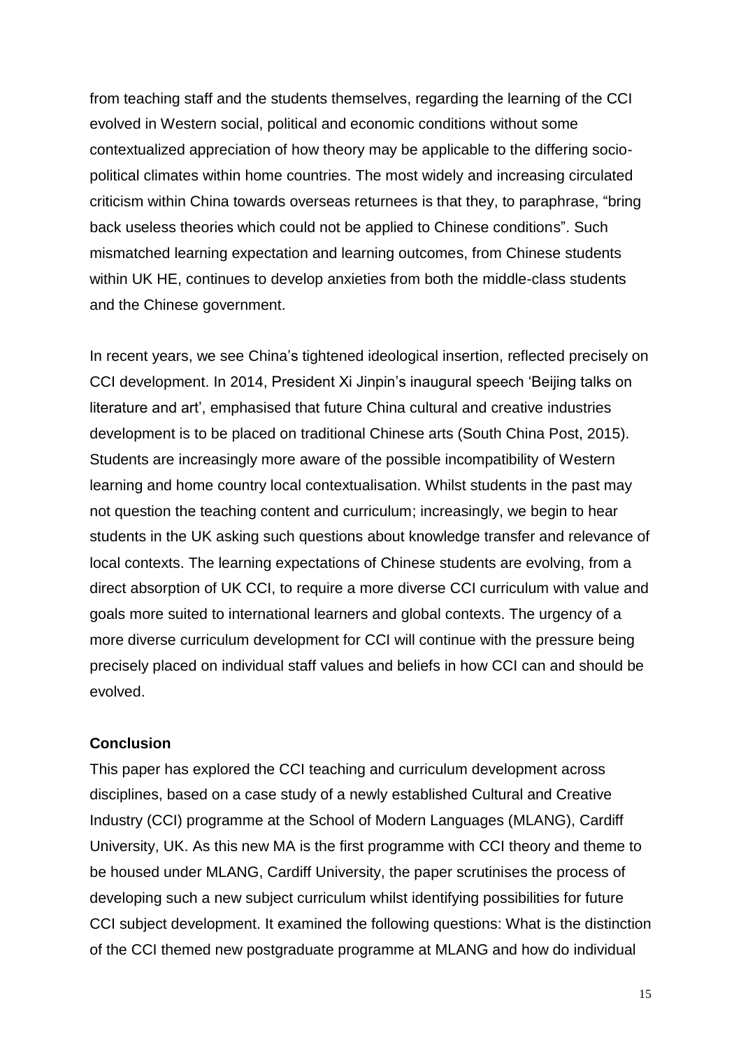from teaching staff and the students themselves, regarding the learning of the CCI evolved in Western social, political and economic conditions without some contextualized appreciation of how theory may be applicable to the differing socio-political climates within home countries. The most widely and increasing circulated criticism within China towards overseas returnees is that they, to paraphrase, "bring back useless theories which could not be applied to Chinese conditions". Such mismatched learning expectation and learning outcomes, from Chinese students within UK HE, continues to develop anxieties from both the middle-class students and the Chinese government.

In recent years, we see China's tightened ideological insertion, reflected precisely on CCI development. In 2014, President Xi Jinpin's inaugural speech 'Beijing talks on literature and art', emphasised that future China cultural and creative industries development is to be placed on traditional Chinese arts (South China Post, 2015). Students are increasingly more aware of the possible incompatibility of Western learning and home country local contextualisation. Whilst students in the past may not question the teaching content and curriculum; increasingly, we begin to hear students in the UK asking such questions about knowledge transfer and relevance of local contexts. The learning expectations of Chinese students are evolving, from a direct absorption of UK CCI, to require a more diverse CCI curriculum with value and goals more suited to international learners and global contexts. The urgency of a more diverse curriculum development for CCI will continue with the pressure being precisely placed on individual staff values and beliefs in how CCI can and should be evolved.

## Conclusion

This paper has explored the CCI teaching and curriculum development across disciplines, based on a case study of a newly established Cultural and Creative Industry (CCI) programme at the School of Modern Languages (MLANG), Cardiff University, UK. As this new MA is the first programme with CCI theory and theme to be housed under MLANG, Cardiff University, the paper scrutinises the process of developing such a new subject curriculum whilst identifying possibilities for future CCI subject development. It examined the following questions: What is the distinction of the CCI themed new postgraduate programme at MLANG and how do individual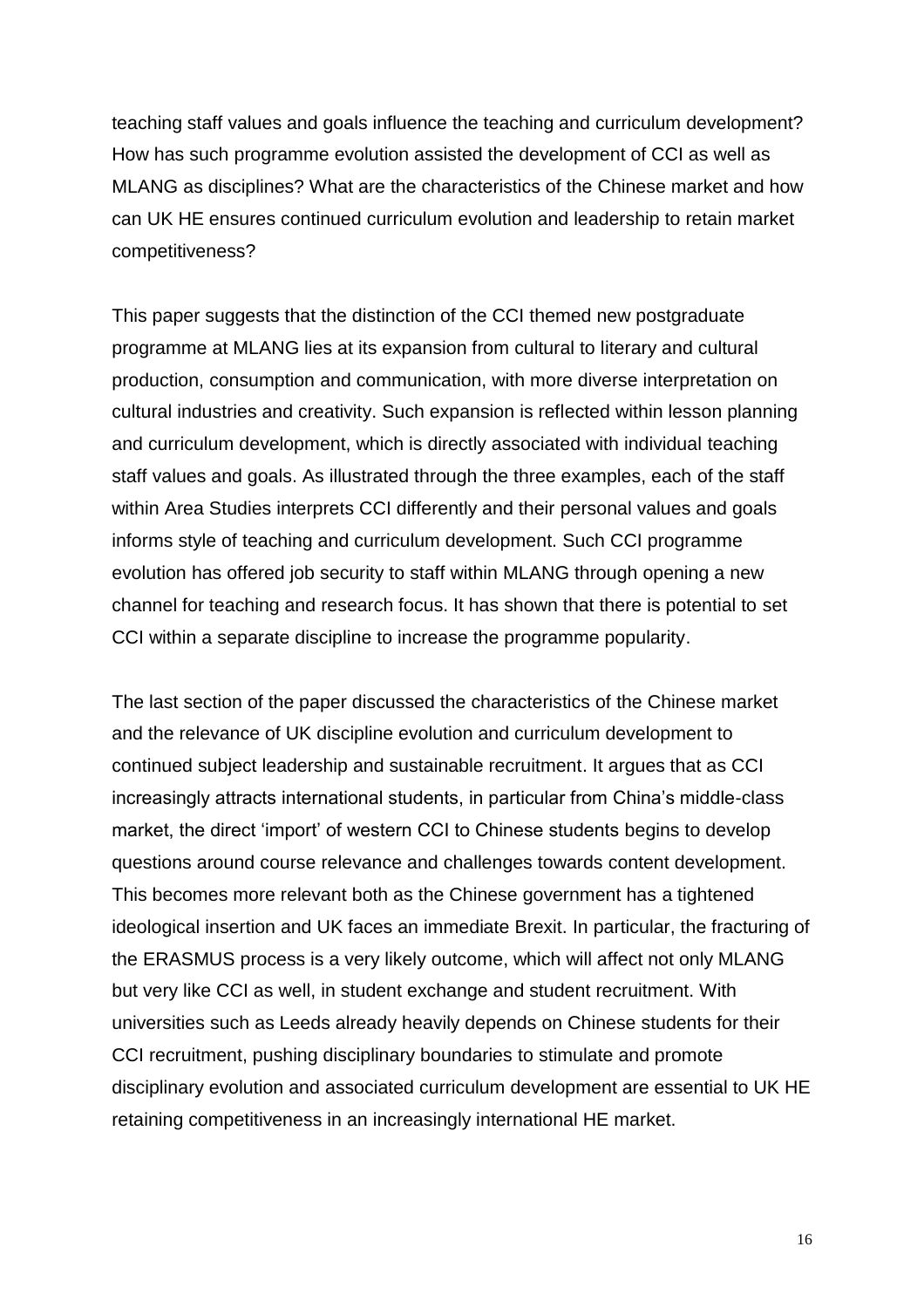teaching staff values and goals influence the teaching and curriculum development? How has such programme evolution assisted the development of CCI as well as MLANG as disciplines? What are the characteristics of the Chinese market and how can UK HE ensures continued curriculum evolution and leadership to retain market competitiveness?

This paper suggests that the distinction of the CCI themed new postgraduate programme at MLANG lies at its expansion from cultural to literary and cultural production, consumption and communication, with more diverse interpretation on cultural industries and creativity. Such expansion is reflected within lesson planning and curriculum development, which is directly associated with individual teaching staff values and goals. As illustrated through the three examples, each of the staff within Area Studies interprets CCI differently and their personal values and goals informs style of teaching and curriculum development. Such CCI programme evolution has offered job security to staff within MLANG through opening a new channel for teaching and research focus. It has shown that there is potential to set CCI within a separate discipline to increase the programme popularity.

The last section of the paper discussed the characteristics of the Chinese market and the relevance of UK discipline evolution and curriculum development to continued subject leadership and sustainable recruitment. It argues that as CCI increasingly attracts international students, in particular from China's middle-class market, the direct 'import' of western CCI to Chinese students begins to develop questions around course relevance and challenges towards content development. This becomes more relevant both as the Chinese government has a tightened ideological insertion and UK faces an immediate Brexit. In particular, the fracturing of the ERASMUS process is a very likely outcome, which will affect not only MLANG but very like CCI as well, in student exchange and student recruitment. With universities such as Leeds already heavily depends on Chinese students for their CCI recruitment, pushing disciplinary boundaries to stimulate and promote disciplinary evolution and associated curriculum development are essential to UK HE retaining competitiveness in an increasingly international HE market.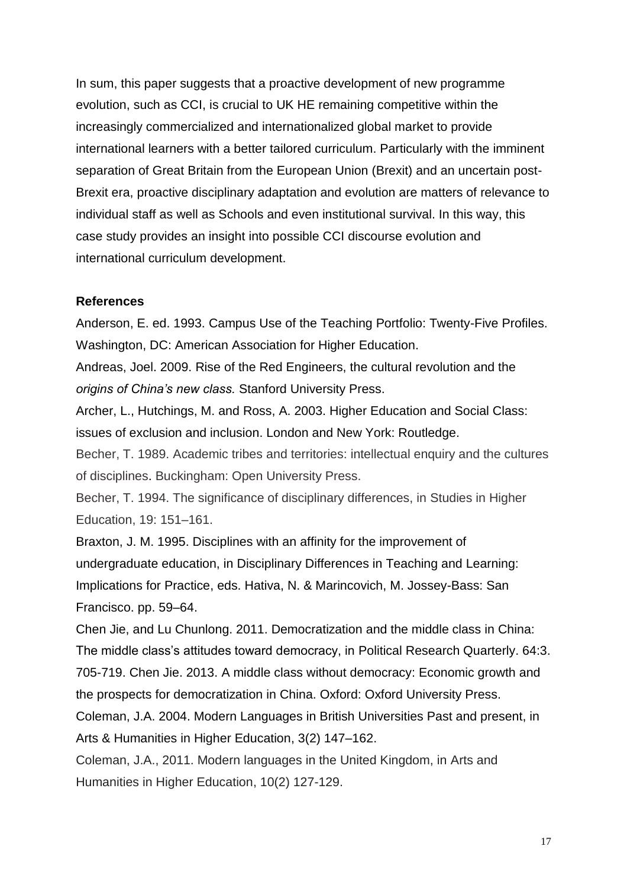In sum, this paper suggests that a proactive development of new programme evolution, such as CCI, is crucial to UK HE remaining competitive within the increasingly commercialized and internationalized global market to provide international learners with a better tailored curriculum. Particularly with the imminent separation of Great Britain from the European Union (Brexit) and an uncertain post-Brexit era, proactive disciplinary adaptation and evolution are matters of relevance to individual staff as well as Schools and even institutional survival. In this way, this case study provides an insight into possible CCI discourse evolution and international curriculum development.

**References**

Anderson, E. ed. 1993. Campus Use of the Teaching Portfolio: Twenty-Five Profiles. Washington, DC: American Association for Higher Education.

Andreas, Joel. 2009. Rise of the Red Engineers, the cultural revolution and the *origins of China's new class.* Stanford University Press.

Archer, L., Hutchings, M. and Ross, A. 2003. Higher Education and Social Class: issues of exclusion and inclusion. London and New York: Routledge.

Becher, T. 1989. Academic tribes and territories: intellectual enquiry and the cultures of disciplines. Buckingham: Open University Press.

Becher, T. 1994. The significance of disciplinary differences, in Studies in Higher Education, 19: 151–161.

Braxton, J. M. 1995. Disciplines with an affinity for the improvement of undergraduate education, in Disciplinary Differences in Teaching and Learning: Implications for Practice, eds. Hativa, N. & Marincovich, M. Jossey-Bass: San Francisco. pp. 59–64.

Chen Jie, and Lu Chunlong. 2011. Democratization and the middle class in China: The middle class's attitudes toward democracy, in Political Research Quarterly. 64:3. 705-719. Chen Jie. 2013. A middle class without democracy: Economic growth and the prospects for democratization in China. Oxford: Oxford University Press.

Coleman, J.A. 2004. Modern Languages in British Universities Past and present, in Arts & Humanities in Higher Education, 3(2) 147–162.

Coleman, J.A., 2011. Modern languages in the United Kingdom, in Arts and Humanities in Higher Education, 10(2) 127-129.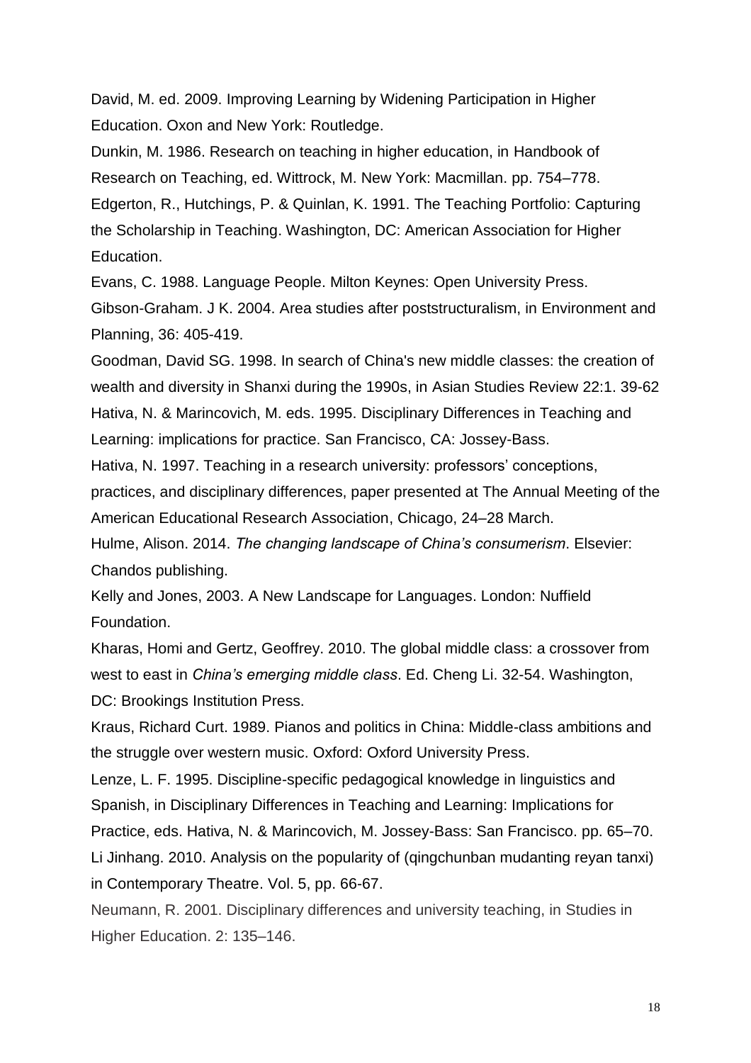David, M. ed. 2009. Improving Learning by Widening Participation in Higher Education. Oxon and New York: Routledge.

Dunkin, M. 1986. Research on teaching in higher education, in Handbook of Research on Teaching, ed. Wittrock, M. New York: Macmillan. pp. 754–778.

Edgerton, R., Hutchings, P. & Quinlan, K. 1991. The Teaching Portfolio: Capturing the Scholarship in Teaching. Washington, DC: American Association for Higher Education.

Evans, C. 1988. Language People. Milton Keynes: Open University Press.

Gibson-Graham. J K. 2004. Area studies after poststructuralism, in Environment and Planning, 36: 405-419.

Goodman, David SG. 1998. In search of China's new middle classes: the creation of wealth and diversity in Shanxi during the 1990s, in Asian Studies Review 22:1. 39-62

Hativa, N. & Marincovich, M. eds. 1995. Disciplinary Differences in Teaching and Learning: implications for practice. San Francisco, CA: Jossey-Bass.

Hativa, N. 1997. Teaching in a research university: professors' conceptions, practices, and disciplinary differences, paper presented at The Annual Meeting of the American Educational Research Association, Chicago, 24–28 March.

Hulme, Alison. 2014. *The changing landscape of China's consumerism*. Elsevier: Chandos publishing.

Kelly and Jones, 2003. A New Landscape for Languages. London: Nuffield Foundation.

Kharas, Homi and Gertz, Geoffrey. 2010. The global middle class: a crossover from west to east in *China's emerging middle class*. Ed. Cheng Li. 32-54. Washington, DC: Brookings Institution Press.

Kraus, Richard Curt. 1989. Pianos and politics in China: Middle-class ambitions and the struggle over western music. Oxford: Oxford University Press.

Lenze, L. F. 1995. Discipline-specific pedagogical knowledge in linguistics and Spanish, in Disciplinary Differences in Teaching and Learning: Implications for Practice, eds. Hativa, N. & Marincovich, M. Jossey-Bass: San Francisco. pp. 65–70.

Li Jinhang. 2010. Analysis on the popularity of (qingchunban mudanting reyan tanxi) in Contemporary Theatre. Vol. 5, pp. 66-67.

Neumann, R. 2001. Disciplinary differences and university teaching, in Studies in Higher Education. 2: 135–146.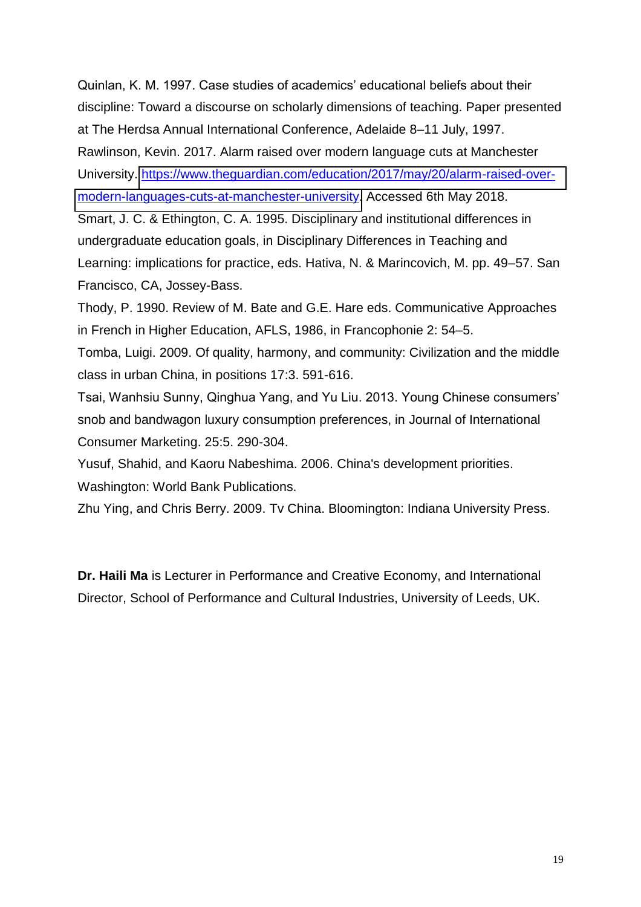Quinlan, K. M. 1997. Case studies of academics' educational beliefs about their discipline: Toward a discourse on scholarly dimensions of teaching. Paper presented at The Herdsa Annual International Conference, Adelaide 8–11 July, 1997.

Rawlinson, Kevin. 2017. Alarm raised over modern language cuts at Manchester University. https://www.theguardian.com/education/2017/may/20/alarm-raised-over-modern-languages-cuts-at-manchester-university. Accessed 6th May 2018.

Smart, J. C. & Ethington, C. A. 1995. Disciplinary and institutional differences in undergraduate education goals, in Disciplinary Differences in Teaching and Learning: implications for practice, eds. Hativa, N. & Marincovich, M. pp. 49–57. San Francisco, CA, Jossey-Bass.

Thody, P. 1990. Review of M. Bate and G.E. Hare eds. Communicative Approaches in French in Higher Education, AFLS, 1986, in Francophonie 2: 54–5.

Tomba, Luigi. 2009. Of quality, harmony, and community: Civilization and the middle class in urban China, in positions 17:3. 591-616.

Tsai, Wanhsiu Sunny, Qinghua Yang, and Yu Liu. 2013. Young Chinese consumers' snob and bandwagon luxury consumption preferences, in Journal of International Consumer Marketing. 25:5. 290-304.

Yusuf, Shahid, and Kaoru Nabeshima. 2006. China's development priorities. Washington: World Bank Publications.

Zhu Ying, and Chris Berry. 2009. Tv China. Bloomington: Indiana University Press.

**Dr. Haili Ma** is Lecturer in Performance and Creative Economy, and International Director, School of Performance and Cultural Industries, University of Leeds, UK.